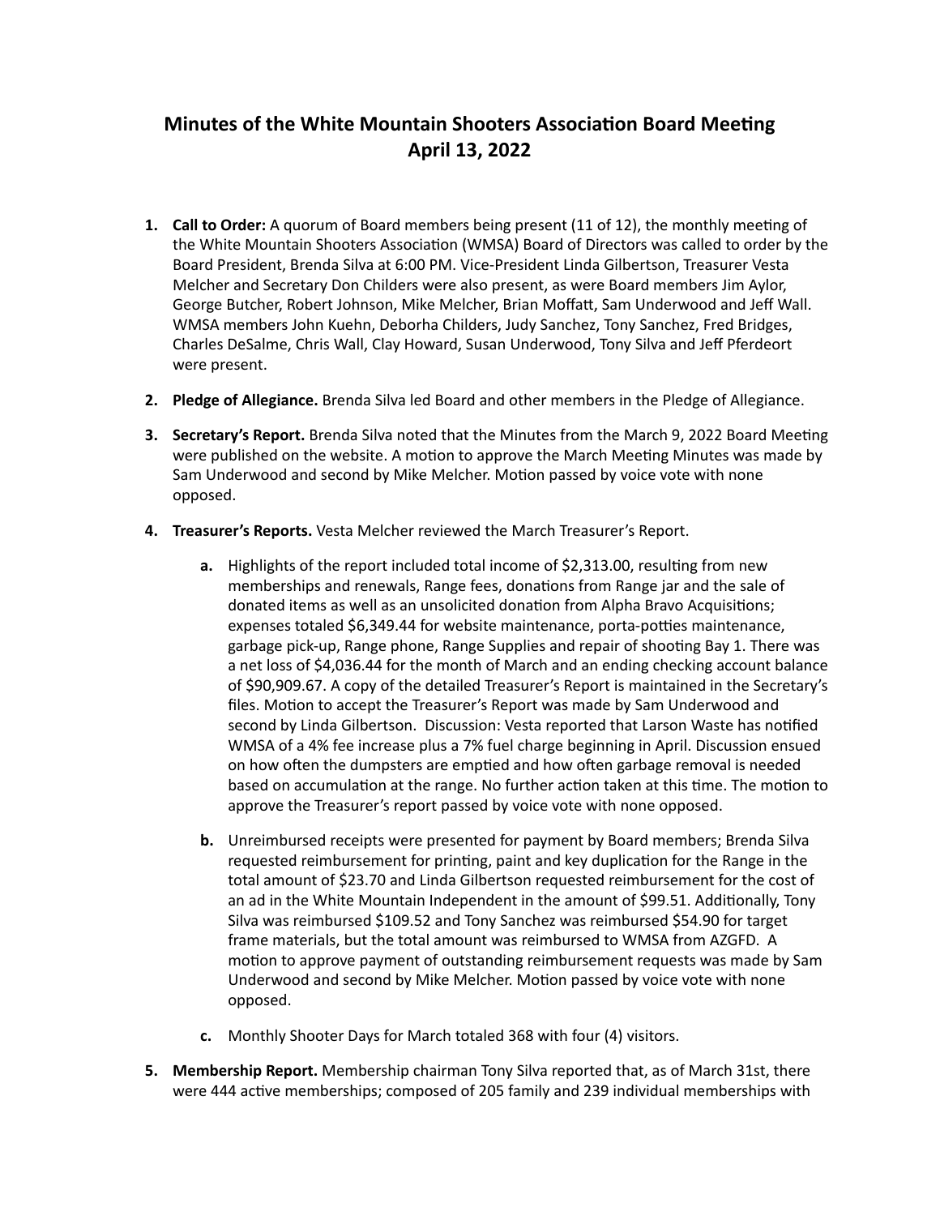# Minutes of the White Mountain Shooters Association Board Meeting
## April 13, 2022

1. **Call to Order:** A quorum of Board members being present (11 of 12), the monthly meeting of the White Mountain Shooters Association (WMSA) Board of Directors was called to order by the Board President, Brenda Silva at 6:00 PM. Vice-President Linda Gilbertson, Treasurer Vesta Melcher and Secretary Don Childers were also present, as were Board members Jim Aylor, George Butcher, Robert Johnson, Mike Melcher, Brian Moffatt, Sam Underwood and Jeff Wall. WMSA members John Kuehn, Deborha Childers, Judy Sanchez, Tony Sanchez, Fred Bridges, Charles DeSalme, Chris Wall, Clay Howard, Susan Underwood, Tony Silva and Jeff Pferdeort were present.

2. **Pledge of Allegiance.** Brenda Silva led Board and other members in the Pledge of Allegiance.

3. **Secretary's Report.** Brenda Silva noted that the Minutes from the March 9, 2022 Board Meeting were published on the website. A motion to approve the March Meeting Minutes was made by Sam Underwood and second by Mike Melcher. Motion passed by voice vote with none opposed.

4. **Treasurer's Reports.** Vesta Melcher reviewed the March Treasurer's Report.

   a. Highlights of the report included total income of $2,313.00, resulting from new memberships and renewals, Range fees, donations from Range jar and the sale of donated items as well as an unsolicited donation from Alpha Bravo Acquisitions; expenses totaled $6,349.44 for website maintenance, porta-potties maintenance, garbage pick-up, Range phone, Range Supplies and repair of shooting Bay 1. There was a net loss of $4,036.44 for the month of March and an ending checking account balance of $90,909.67. A copy of the detailed Treasurer's Report is maintained in the Secretary's files. Motion to accept the Treasurer's Report was made by Sam Underwood and second by Linda Gilbertson. Discussion: Vesta reported that Larson Waste has notified WMSA of a 4% fee increase plus a 7% fuel charge beginning in April. Discussion ensued on how often the dumpsters are emptied and how often garbage removal is needed based on accumulation at the range. No further action taken at this time. The motion to approve the Treasurer's report passed by voice vote with none opposed.

   b. Unreimbursed receipts were presented for payment by Board members; Brenda Silva requested reimbursement for printing, paint and key duplication for the Range in the total amount of $23.70 and Linda Gilbertson requested reimbursement for the cost of an ad in the White Mountain Independent in the amount of $99.51. Additionally, Tony Silva was reimbursed $109.52 and Tony Sanchez was reimbursed $54.90 for target frame materials, but the total amount was reimbursed to WMSA from AZGFD. A motion to approve payment of outstanding reimbursement requests was made by Sam Underwood and second by Mike Melcher. Motion passed by voice vote with none opposed.

   c. Monthly Shooter Days for March totaled 368 with four (4) visitors.

5. **Membership Report.** Membership chairman Tony Silva reported that, as of March 31st, there were 444 active memberships; composed of 205 family and 239 individual memberships with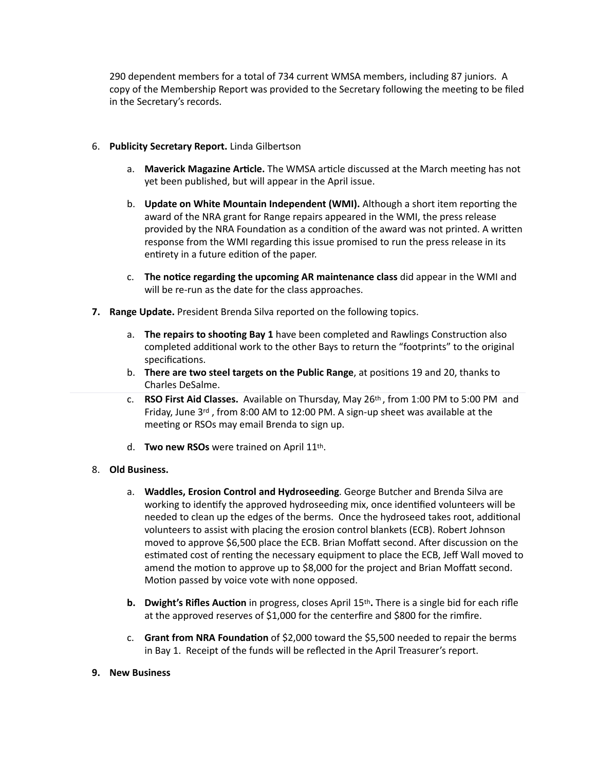290 dependent members for a total of 734 current WMSA members, including 87 juniors. A copy of the Membership Report was provided to the Secretary following the meeting to be filed in the Secretary's records.

6. **Publicity Secretary Report.** Linda Gilbertson

   a. **Maverick Magazine Article.** The WMSA article discussed at the March meeting has not yet been published, but will appear in the April issue.

   b. **Update on White Mountain Independent (WMI).** Although a short item reporting the award of the NRA grant for Range repairs appeared in the WMI, the press release provided by the NRA Foundation as a condition of the award was not printed. A written response from the WMI regarding this issue promised to run the press release in its entirety in a future edition of the paper.

   c. **The notice regarding the upcoming AR maintenance class** did appear in the WMI and will be re-run as the date for the class approaches.

7. **Range Update.** President Brenda Silva reported on the following topics.

   a. **The repairs to shooting Bay 1** have been completed and Rawlings Construction also completed additional work to the other Bays to return the "footprints" to the original specifications.
   b. **There are two steel targets on the Public Range**, at positions 19 and 20, thanks to Charles DeSalme.
   c. **RSO First Aid Classes.** Available on Thursday, May 26th, from 1:00 PM to 5:00 PM and Friday, June 3rd, from 8:00 AM to 12:00 PM. A sign-up sheet was available at the meeting or RSOs may email Brenda to sign up.

   d. **Two new RSOs** were trained on April 11th.

8. **Old Business.**

   a. **Waddles, Erosion Control and Hydroseeding**. George Butcher and Brenda Silva are working to identify the approved hydroseeding mix, once identified volunteers will be needed to clean up the edges of the berms. Once the hydroseed takes root, additional volunteers to assist with placing the erosion control blankets (ECB). Robert Johnson moved to approve $6,500 place the ECB. Brian Moffatt second. After discussion on the estimated cost of renting the necessary equipment to place the ECB, Jeff Wall moved to amend the motion to approve up to $8,000 for the project and Brian Moffatt second. Motion passed by voice vote with none opposed.

   **b. Dwight's Rifles Auction** in progress, closes April 15th**.** There is a single bid for each rifle at the approved reserves of $1,000 for the centerfire and $800 for the rimfire.

   c. **Grant from NRA Foundation** of $2,000 toward the $5,500 needed to repair the berms in Bay 1. Receipt of the funds will be reflected in the April Treasurer's report.

9. **New Business**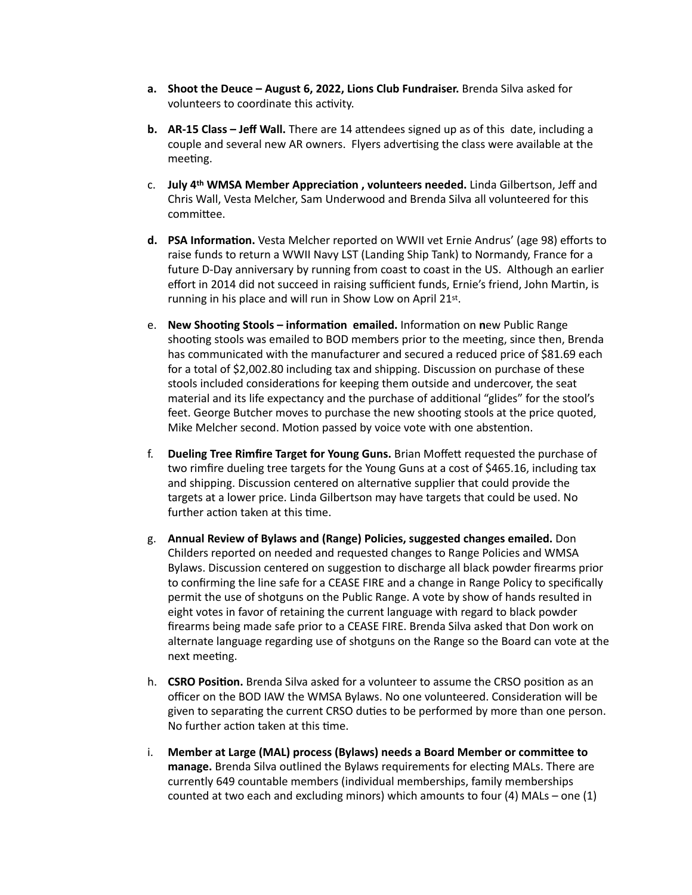a. **Shoot the Deuce – August 6, 2022, Lions Club Fundraiser.** Brenda Silva asked for volunteers to coordinate this activity.

b. **AR-15 Class – Jeff Wall.** There are 14 attendees signed up as of this date, including a couple and several new AR owners. Flyers advertising the class were available at the meeting.

c. **July 4th WMSA Member Appreciation , volunteers needed.** Linda Gilbertson, Jeff and Chris Wall, Vesta Melcher, Sam Underwood and Brenda Silva all volunteered for this committee.

d. **PSA Information.** Vesta Melcher reported on WWII vet Ernie Andrus' (age 98) efforts to raise funds to return a WWII Navy LST (Landing Ship Tank) to Normandy, France for a future D-Day anniversary by running from coast to coast in the US. Although an earlier effort in 2014 did not succeed in raising sufficient funds, Ernie's friend, John Martin, is running in his place and will run in Show Low on April 21st.

e. **New Shooting Stools – information emailed.** Information on **n**ew Public Range shooting stools was emailed to BOD members prior to the meeting, since then, Brenda has communicated with the manufacturer and secured a reduced price of $81.69 each for a total of $2,002.80 including tax and shipping. Discussion on purchase of these stools included considerations for keeping them outside and undercover, the seat material and its life expectancy and the purchase of additional "glides" for the stool's feet. George Butcher moves to purchase the new shooting stools at the price quoted, Mike Melcher second. Motion passed by voice vote with one abstention.

f. **Dueling Tree Rimfire Target for Young Guns.** Brian Moffett requested the purchase of two rimfire dueling tree targets for the Young Guns at a cost of $465.16, including tax and shipping. Discussion centered on alternative supplier that could provide the targets at a lower price. Linda Gilbertson may have targets that could be used. No further action taken at this time.

g. **Annual Review of Bylaws and (Range) Policies, suggested changes emailed.** Don Childers reported on needed and requested changes to Range Policies and WMSA Bylaws. Discussion centered on suggestion to discharge all black powder firearms prior to confirming the line safe for a CEASE FIRE and a change in Range Policy to specifically permit the use of shotguns on the Public Range. A vote by show of hands resulted in eight votes in favor of retaining the current language with regard to black powder firearms being made safe prior to a CEASE FIRE. Brenda Silva asked that Don work on alternate language regarding use of shotguns on the Range so the Board can vote at the next meeting.

h. **CSRO Position.** Brenda Silva asked for a volunteer to assume the CRSO position as an officer on the BOD IAW the WMSA Bylaws. No one volunteered. Consideration will be given to separating the current CRSO duties to be performed by more than one person. No further action taken at this time.

i. **Member at Large (MAL) process (Bylaws) needs a Board Member or committee to manage.** Brenda Silva outlined the Bylaws requirements for electing MALs. There are currently 649 countable members (individual memberships, family memberships counted at two each and excluding minors) which amounts to four (4) MALs – one (1)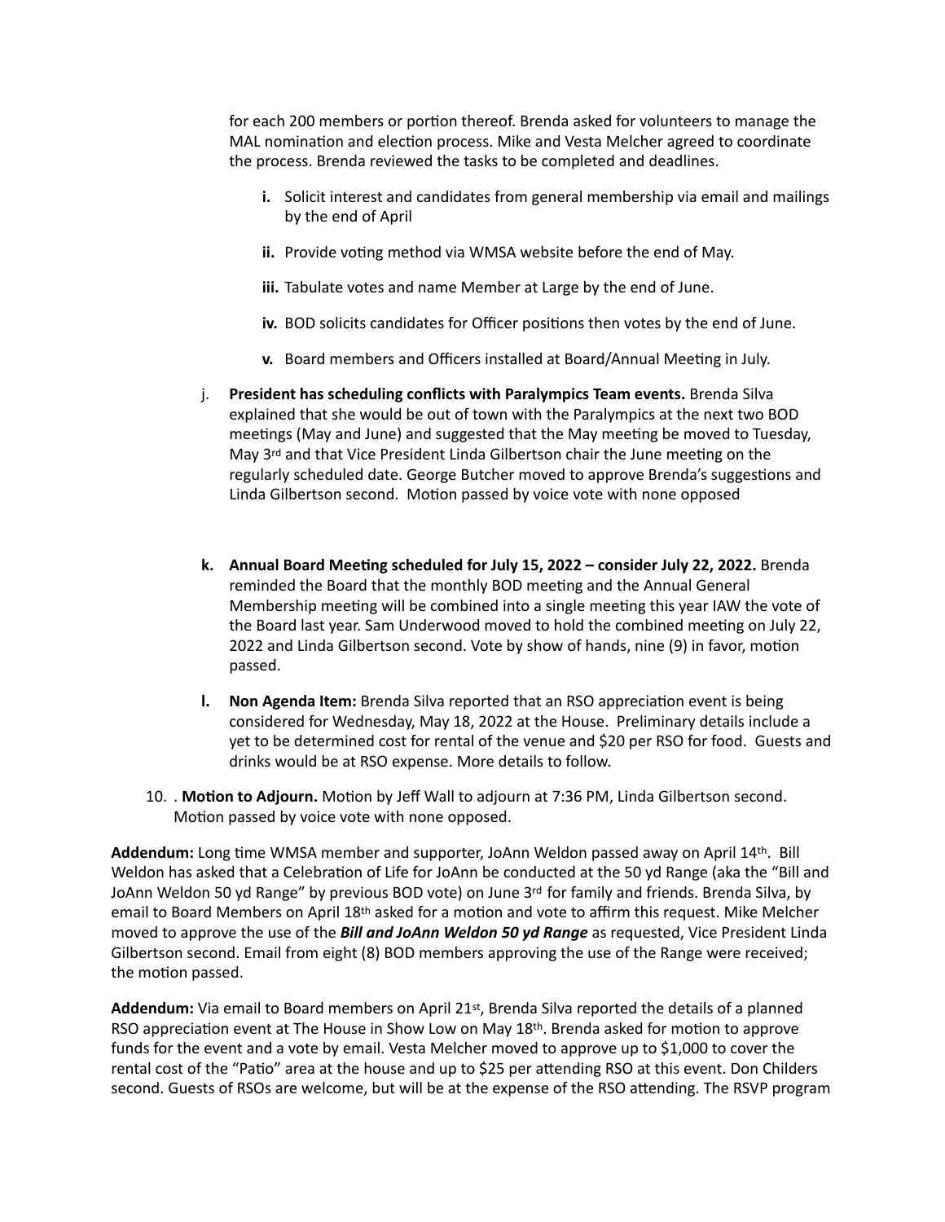for each 200 members or portion thereof. Brenda asked for volunteers to manage the MAL nomination and election process. Mike and Vesta Melcher agreed to coordinate the process. Brenda reviewed the tasks to be completed and deadlines.

- **i.** Solicit interest and candidates from general membership via email and mailings by the end of April
- **ii.** Provide voting method via WMSA website before the end of May.
- **iii.** Tabulate votes and name Member at Large by the end of June.
- **iv.** BOD solicits candidates for Officer positions then votes by the end of June.
- **v.** Board members and Officers installed at Board/Annual Meeting in July.

j. **President has scheduling conflicts with Paralympics Team events.** Brenda Silva explained that she would be out of town with the Paralympics at the next two BOD meetings (May and June) and suggested that the May meeting be moved to Tuesday, May 3rd and that Vice President Linda Gilbertson chair the June meeting on the regularly scheduled date. George Butcher moved to approve Brenda's suggestions and Linda Gilbertson second. Motion passed by voice vote with none opposed

**k. Annual Board Meeting scheduled for July 15, 2022 – consider July 22, 2022.** Brenda reminded the Board that the monthly BOD meeting and the Annual General Membership meeting will be combined into a single meeting this year IAW the vote of the Board last year. Sam Underwood moved to hold the combined meeting on July 22, 2022 and Linda Gilbertson second. Vote by show of hands, nine (9) in favor, motion passed.

**l. Non Agenda Item:** Brenda Silva reported that an RSO appreciation event is being considered for Wednesday, May 18, 2022 at the House. Preliminary details include a yet to be determined cost for rental of the venue and $20 per RSO for food. Guests and drinks would be at RSO expense. More details to follow.

10. . **Motion to Adjourn.** Motion by Jeff Wall to adjourn at 7:36 PM, Linda Gilbertson second. Motion passed by voice vote with none opposed.

**Addendum:** Long time WMSA member and supporter, JoAnn Weldon passed away on April 14th. Bill Weldon has asked that a Celebration of Life for JoAnn be conducted at the 50 yd Range (aka the "Bill and JoAnn Weldon 50 yd Range" by previous BOD vote) on June 3rd for family and friends. Brenda Silva, by email to Board Members on April 18th asked for a motion and vote to affirm this request. Mike Melcher moved to approve the use of the ***Bill and JoAnn Weldon 50 yd Range*** as requested, Vice President Linda Gilbertson second. Email from eight (8) BOD members approving the use of the Range were received; the motion passed.

**Addendum:** Via email to Board members on April 21st, Brenda Silva reported the details of a planned RSO appreciation event at The House in Show Low on May 18th. Brenda asked for motion to approve funds for the event and a vote by email. Vesta Melcher moved to approve up to $1,000 to cover the rental cost of the "Patio" area at the house and up to $25 per attending RSO at this event. Don Childers second. Guests of RSOs are welcome, but will be at the expense of the RSO attending. The RSVP program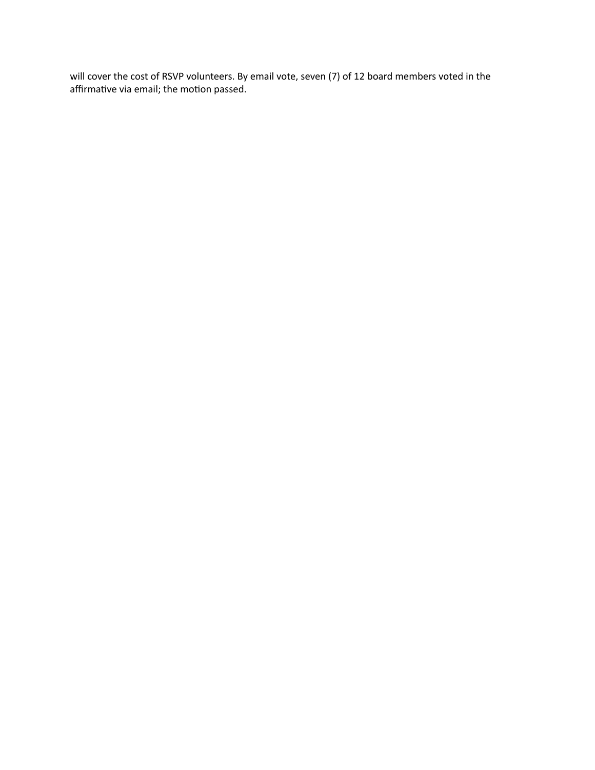will cover the cost of RSVP volunteers. By email vote, seven (7) of 12 board members voted in the affirmative via email; the motion passed.